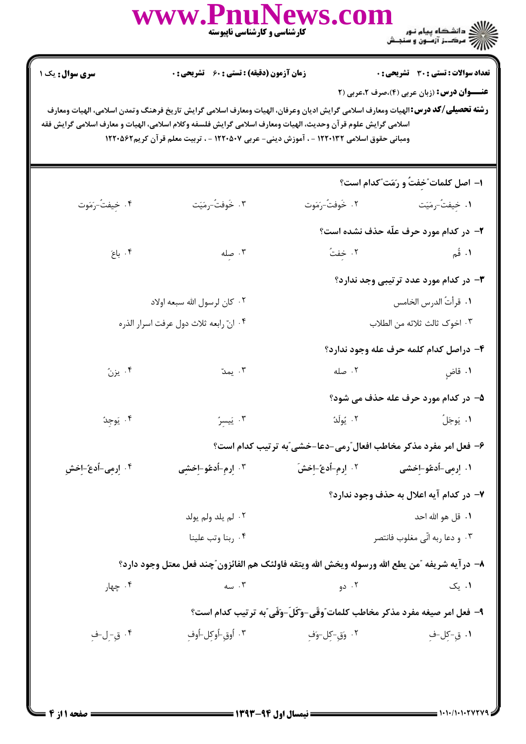**سری سوال:** یک ۱ | **زمان آزمون (دقیقه) : تستی : ۶۰ تشریحی : ۰** | **تعداد سوالات : تستی : ۳۰ تشریحی : ۰**

**عنـــوان درس:** (زبان عربی (۴)،صرف ۲،عربی (۲

**رشته تحصیلی/کد درس:** الهیات ومعارف اسلامی گرایش ادیان وعرفان، الهیات ومعارف اسلامی گرایش تاریخ فرهنگ وتمدن اسلامی، الهیات ومعارف اسلامی گرایش علوم قرآن وحدیث، الهیات ومعارف اسلامی گرایش فلسفه وکلام اسلامی، الهیات و معارف اسلامی گرایش فقه ومبانی حقوق اسلامی ۱۲۲۰۱۳۲ - ، آموزش دینی- عربی ۱۲۲۰۵۰۷ - ، تربیت معلم قرآن کریم۱۲۲۰۵۶۲

۱- اصل کلمات "خِفتُ و رَمَت" کدام است؟

۱. خِیفتُ-رَمَیَت
۲. خَوِفتُ-رَمَوت
۳. خَوِفتُ-رَمَیَت
۴. خِیفتُ-رَمَوت

۲- در کدام مورد حرف علّه حذف نشده است؟

۱. قُم
۲. خِفتُ
۳. صِله
۴. باعَ

۳- در کدام مورد عدد ترتیبی وجد ندارد؟

۱. قرأتُ الدرس الخامس
۲. کان لرسول الله سبعه اولاد
۳. اخوک ثالث ثلاثه من الطلاب
۴. انّ رابعه ثلاث دول عرفت اسرار الذره

۴- دراصل کدام کلمه حرف علّه وجود ندارد؟

۱. قاضٍ
۲. صله
۳. یمدّ
۴. یزنُ

۵- در کدام مورد حرف علّه حذف می شود؟

۱. یَوجَلُ
۲. یُولَدُ
۳. یَیسِرُ
۴. یَوجِدُ

۶- فعل امر مفرد مذکر مخاطب افعال "رمی-دعا-خشی" به ترتیب کدام است؟

۱. اِرمِی-اُدعُو-اِخشی
۲. اِرمِ-اُدعُ-اِخشَ
۳. اِرمِ-اُدعُو-اِخشِی
۴. اِرمِی-اُدعُ-اِخشِ

۷- در کدام آیه اعلال به حذف وجود ندارد؟

۱. قل هو الله احد
۲. لم یلد ولم یولد
۳. و دعا ربه انّی مغلوب فانتصر
۴. ربنا وتب علینا

۸- درآیه شریفه "من یطع الله ورسوله ویخش الله ویتقه فاولئک هم الفائزون" چند فعل معتل وجود دارد؟

۱. یک
۲. دو
۳. سه
۴. چهار

۹- فعل امر صیغه مفرد مذکر مخاطب کلمات "وقَی-وَکَلَ-وَفَی" به ترتیب کدام است؟

۱. قِ-کِل-فِ
۲. وقِ-کِل-وفِ
۳. أوقِ-أوکِل-أوفِ
۴. قِ-لِ-فِ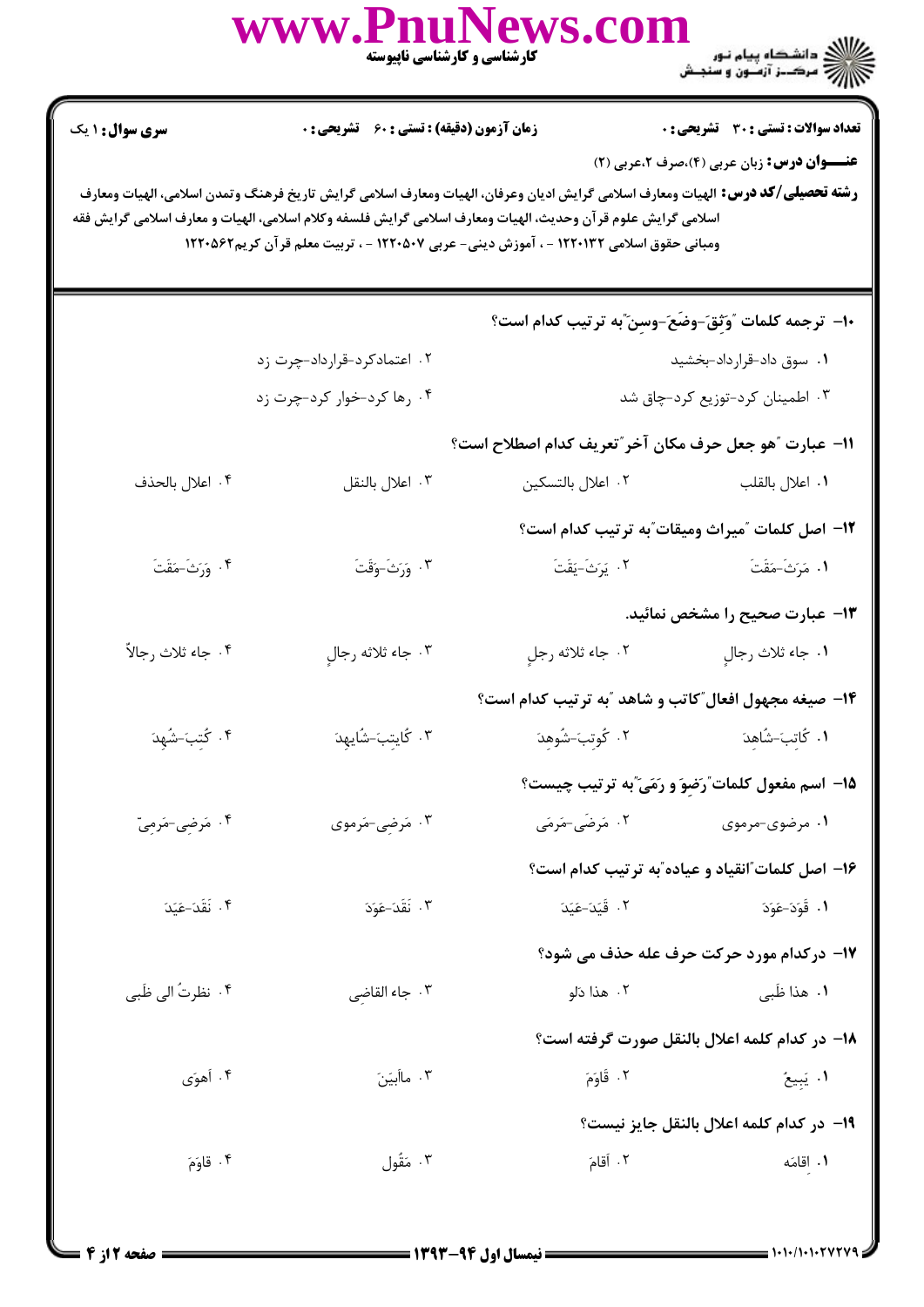**سری سؤال:** ۱ یک | **زمان آزمون (دقیقه):** تستی: ۶۰ تشریحی: ۰ | **تعداد سوالات:** تستی: ۳۰ تشریحی: ۰

**عنـــوان درس:** زبان عربی (۴)،صرف ۲،عربی (۲)

**رشته تحصیلی/کد درس:** الهیات ومعارف اسلامی گرایش ادیان وعرفان، الهیات ومعارف اسلامی گرایش تاریخ فرهنگ وتمدن اسلامی، الهیات ومعارف اسلامی گرایش علوم قرآن وحدیث، الهیات ومعارف اسلامی گرایش فلسفه وکلام اسلامی، الهیات و معارف اسلامی گرایش فقه ومبانی حقوق اسلامی ۱۲۲۰۱۳۲ - ، آموزش دینی- عربی ۱۲۲۰۵۰۷ - ، تربیت معلم قرآن کریم۱۲۲۰۵۶۲

۱۰- ترجمه کلمات "وَثِقَ-وضَعَ-وسِنَ"به ترتیب کدام است؟

۱. سوق داد-قرارداد-بخشید
۲. اعتمادکرد-قرارداد-چرت زد
۳. اطمینان کرد-توزیع کرد-چاق شد
۴. رها کرد-خوار کرد-چرت زد

۱۱- عبارت "هو جعل حرف مکان آخر"تعریف کدام اصطلاح است؟

۱. اعلال بالقلب
۲. اعلال بالتسکین
۳. اعلال بالنقل
۴. اعلال بالحذف

۱۲- اصل کلمات "میراث ومیقات"به ترتیب کدام است؟

۱. مَرَثَ-مَقَتَ
۲. يَرَثَ-يَقَتَ
۳. وَرَثَ-وَقَتَ
۴. وَرَثَ-مَقَتَ

۱۳- عبارت صحیح را مشخص نمائید.

۱. جاء ثلاث رجالٍ
۲. جاء ثلاثه رجلٍ
۳. جاء ثلاثه رجالٍ
۴. جاء ثلاث رجالاً

۱۴- صیغه مجهول افعال"کاتب و شاهد "به ترتیب کدام است؟

۱. كُاتِبَ-شُاهِدَ
۲. كُوتِبَ-شُوهِدَ
۳. كُايِتِبَ-شُايِهِدَ
۴. كُتِبَ-شُهِدَ

۱۵- اسم مفعول کلمات"رَضِوَ و رَمَيَ"به ترتیب چیست؟

۱. مرضوی-مرموی
۲. مَرضَی-مَرمَی
۳. مَرضِی-مَرموی
۴. مَرضِی-مَرمِیّ

۱۶- اصل کلمات"انقیاد و عیاده"به ترتیب کدام است؟

۱. قَوَدَ-عَوَدَ
۲. قَيَدَ-عَيَدَ
۳. نَقَدَ-عَوَدَ
۴. نَقَدَ-عَيَدَ

۱۷- درکدام مورد حرکت حرف عله حذف می شود؟

۱. هذا ظَبی
۲. هذا دَلو
۳. جاء القاضِی
۴. نظرتُ الی ظَبی

۱۸- در کدام کلمه اعلال بالنقل صورت گرفته است؟

۱. يَبِيعُ
۲. قَاوَمَ
۳. مااَبيَنَ
۴. أهوَى

۱۹- در کدام کلمه اعلال بالنقل جایز نیست؟

۱. اِقامَه
۲. أقامَ
۳. مَقُول
۴. قاوَمَ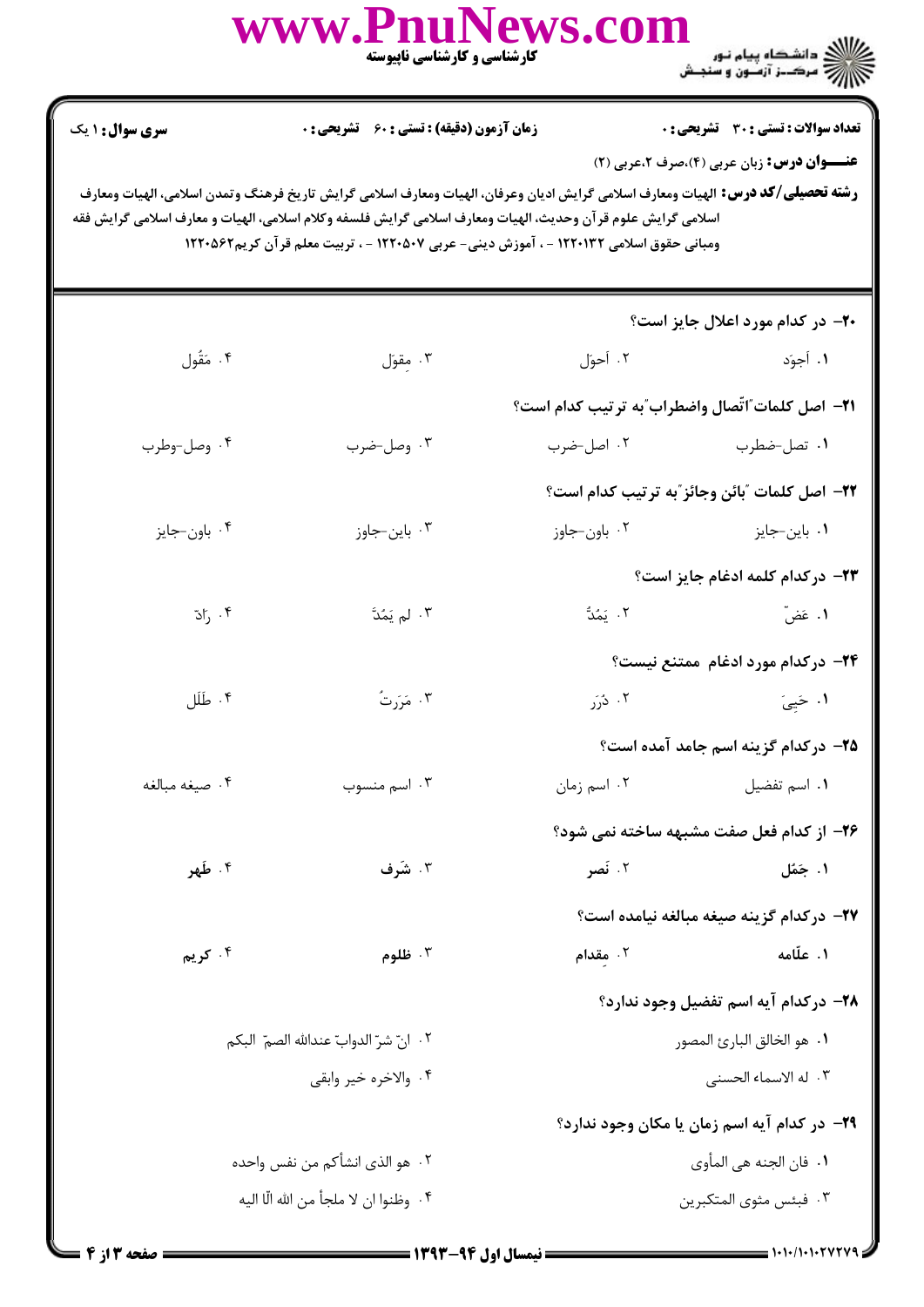**سری سؤال:** ۱ یک | **زمان آزمون (دقیقه):** تستی: ۶۰ تشریحی: ۰ | **تعداد سوالات:** تستی: ۳۰ تشریحی: ۰

**عنـــوان درس:** زبان عربی (۴)،صرف ۲،عربی (۲)

**رشته تحصیلی/کد درس:** الهیات ومعارف اسلامی گرایش ادیان وعرفان، الهیات ومعارف اسلامی گرایش تاریخ فرهنگ وتمدن اسلامی، الهیات ومعارف اسلامی گرایش علوم قرآن وحدیث، الهیات ومعارف اسلامی گرایش فلسفه وکلام اسلامی، الهیات و معارف اسلامی گرایش فقه ومبانی حقوق اسلامی ۱۲۲۰۱۳۲ - ، آموزش دینی- عربی ۱۲۲۰۵۰۷ - ، تربیت معلم قرآن کریم۱۲۲۰۵۶۲

**۲۰- در کدام مورد اعلال جایز است؟**

۱. أجوَد
۲. أحوَل
۳. مِقوَل
۴. مَقُول

**۲۱- اصل کلمات"اتّصال واضطراب"به ترتیب کدام است؟**

۱. تصل-ضطرب
۲. اصل-ضرب
۳. وصل-ضرب
۴. وصل-وطرب

**۲۲- اصل کلمات "بائن وجائز"به ترتیب کدام است؟**

۱. باین-جایز
۲. باون-جاوز
۳. باین-جاوز
۴. باون-جایز

**۲۳- درکدام کلمه ادغام جایز است؟**

۱. عَضّ
۲. یَمُدُّ
۳. لم یَمُدَّ
۴. رادّ

**۲۴- درکدام مورد ادغام ممتنع نیست؟**

۱. حَیِیَ
۲. دُرَر
۳. مَرَرتُ
۴. طَلَل

**۲۵- درکدام گزینه اسم جامد آمده است؟**

۱. اسم تفضیل
۲. اسم زمان
۳. اسم منسوب
۴. صیغه مبالغه

**۲۶- از کدام فعل صفت مشبهه ساخته نمی شود؟**

۱. جَمُل
۲. نَصر
۳. شَرف
۴. طَهر

**۲۷- درکدام گزینه صیغه مبالغه نیامده است؟**

۱. علّامه
۲. مِقدام
۳. ظلوم
۴. کریم

**۲۸- درکدام آیه اسم تفضیل وجود ندارد؟**

۱. هو الخالق الباریء المصور
۲. انّ شرّ الدوابّ عندالله الصمّ البکم
۳. له الاسماء الحسنی
۴. والاخره خیر وابقی

**۲۹- در کدام آیه اسم زمان یا مکان وجود ندارد؟**

۱. فان الجنه هی المأوی
۲. هو الذی انشأکم من نفس واحده
۳. فبئس مثوی المتکبرین
۴. وظنوا ان لا ملجأ من الله الّا الیه

نیمسال اول ۹۴-۱۳۹۳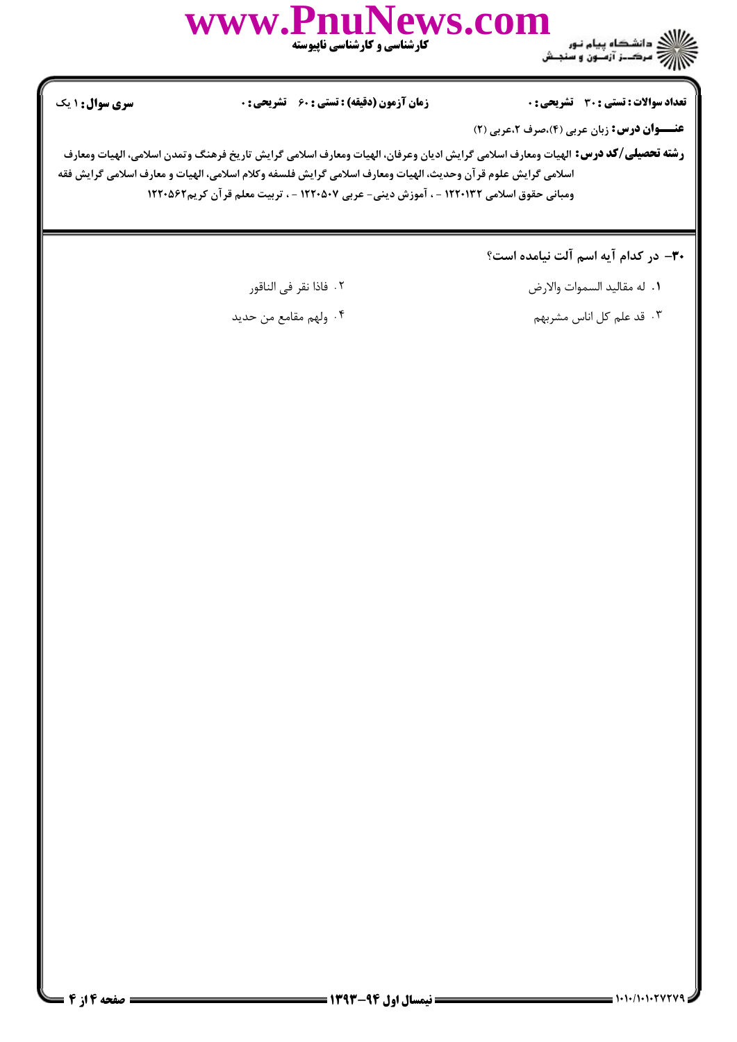**تعداد سوالات : تستی : ۳۰ تشریحی : ۰** | **زمان آزمون (دقیقه) : تستی : ۶۰ تشریحی : ۰** | **سری سوال : ۱ یک**

**عنـــوان درس:** زبان عربی (۴)،صرف ۲،عربی (۲)

**رشته تحصیلی/کد درس:** الهیات ومعارف اسلامی گرایش ادیان وعرفان، الهیات ومعارف اسلامی گرایش تاریخ فرهنگ وتمدن اسلامی، الهیات ومعارف اسلامی گرایش علوم قرآن وحدیث، الهیات ومعارف اسلامی گرایش فلسفه وکلام اسلامی، الهیات و معارف اسلامی گرایش فقه ومبانی حقوق اسلامی ۱۲۲۰۱۳۲ - ، آموزش دینی- عربی ۱۲۲۰۵۰۷ - ، تربیت معلم قرآن کریم۱۲۲۰۵۶۲

**۳۰- در کدام آیه اسم آلت نیامده است؟**

۱. له مقالید السموات والارض

۲. فاذا نقر فی الناقور

۳. قد علم کل اناس مشربهم

۴. ولهم مقامع من حدید